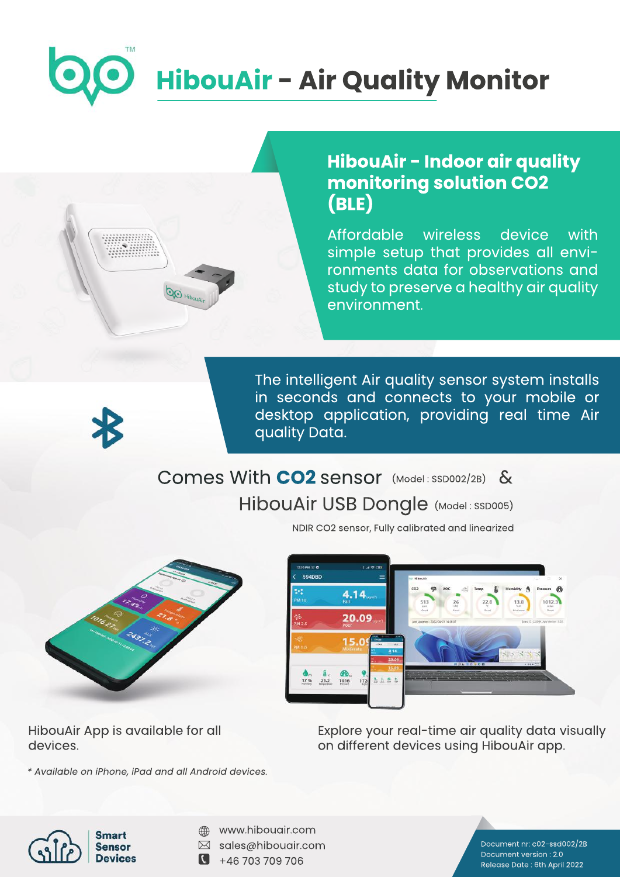# HibouAir - Air Quality Monitor

## HibouAir - Indoor air quality monitoring solution CO2 (BLE)

Affordable wireless device with simple setup that provides all environments data for observations and study to preserve a healthy air quality environment.

The intelligent Air quality sensor system installs in seconds and connects to your mobile or desktop application, providing real time Air quality Data.

Comes With **CO2** sensor (Model : SSD002/2B) &

HibouAir USB Dongle (Model : SSD005)

NDIR CO2 sensor, Fully calibrated and linearized

HibouAir App is available for all devices.

*\* Available on iPhone, iPad and all Android devices.*

Explore your real-time air quality data visually on different devices using HibouAir app.

**Smart Sensor Devices**

www.hibouair.com

sales@hibouair.com

+46 703 709 706

Document nr: c02-ssd002/2B
Document version : 2.0
Release Date : 6th April 2022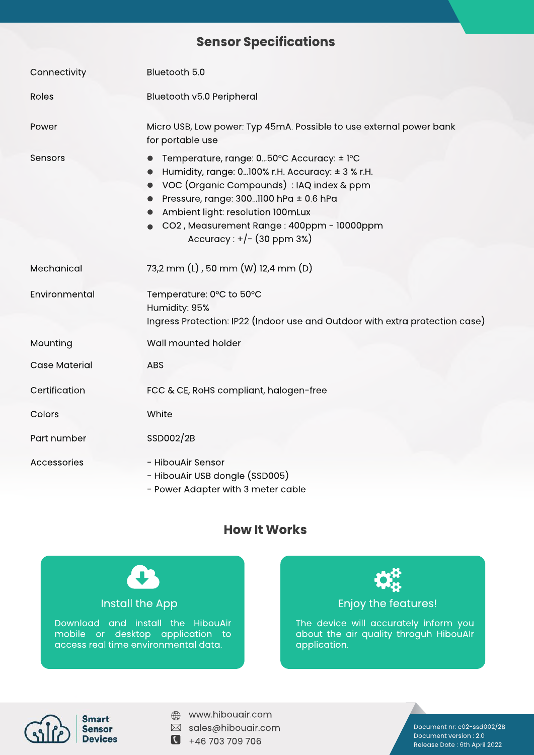## Sensor Specifications

| | |
|---|---|
| Connectivity | Bluetooth 5.0 |
| Roles | Bluetooth v5.0 Peripheral |
| Power | Micro USB, Low power: Typ 45mA. Possible to use external power bank for portable use |
| Sensors | • Temperature, range: 0...50°C Accuracy: ± 1°C<br>• Humidity, range: 0...100% r.H. Accuracy: ± 3 % r.H.<br>• VOC (Organic Compounds) : IAQ index & ppm<br>• Pressure, range: 300...1100 hPa ± 0.6 hPa<br>• Ambient light: resolution 100mLux<br>• $CO_2$ , Measurement Range : 400ppm - 10000ppm Accuracy : +/- (30 ppm 3%) |
| Mechanical | 73,2 mm (L) , 50 mm (W) 12,4 mm (D) |
| Environmental | Temperature: 0°C to 50°C<br>Humidity: 95%<br>Ingress Protection: IP22 (Indoor use and Outdoor with extra protection case) |
| Mounting | Wall mounted holder |
| Case Material | ABS |
| Certification | FCC & CE, RoHS compliant, halogen-free |
| Colors | White |
| Part number | SSD002/2B |
| Accessories | - HibouAir Sensor<br>- HibouAir USB dongle (SSD005)<br>- Power Adapter with 3 meter cable |

## How It Works

### Install the App

Download and install the HibouAir mobile or desktop application to access real time environmental data.

### Enjoy the features!

The device will accurately inform you about the air quality throguh HibouAIr application.

Smart Sensor Devices

www.hibouair.com
sales@hibouair.com
+46 703 709 706

Document nr: c02-ssd002/2B
Document version : 2.0
Release Date : 6th April 2022